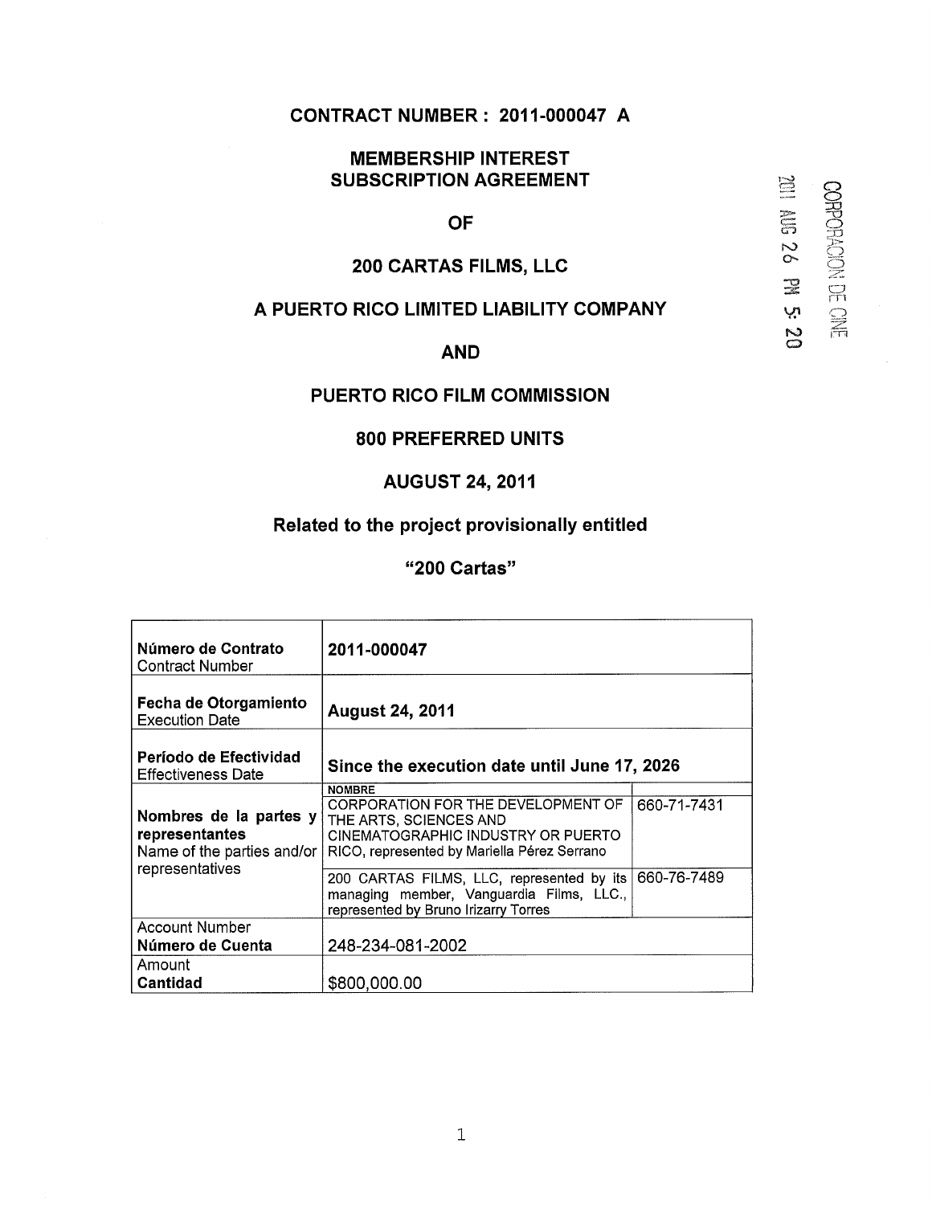# CONTRACT NUMBER : 2011-000047 A

## MEMBERSHIP INTEREST SUBSCRIPTION AGREEMENT

## OF

## 200 CARTAS FILMS, LLC

## A PUERTO RICO LIMITED LIABILITY COMPANY

## AND

## PUERTO RICO FILM COMMISSION

## 800 PREFERRED UNITS

## AUGUST 24, 2011

## Related to the project provisionally entitled

## "200 Cartas"

CORPORACION DE CINE
2011 AUG 26 PM 5: 20

| | | |
|---|---|---|
| **Número de Contrato** Contract Number | **2011-000047** | |
| **Fecha de Otorgamiento** Execution Date | **August 24, 2011** | |
| **Período de Efectividad** Effectiveness Date | **Since the execution date until June 17, 2026** | |
| **Nombres de la partes y representantes** Name of the parties and/or representatives | **NOMBRE** | |
| | CORPORATION FOR THE DEVELOPMENT OF THE ARTS, SCIENCES AND CINEMATOGRAPHIC INDUSTRY OR PUERTO RICO, represented by Mariella Pérez Serrano | 660-71-7431 |
| | 200 CARTAS FILMS, LLC, represented by its managing member, Vanguardia Films, LLC., represented by Bruno Irizarry Torres | 660-76-7489 |
| Account Number **Número de Cuenta** | 248-234-081-2002 | |
| Amount **Cantidad** | $800,000.00 | |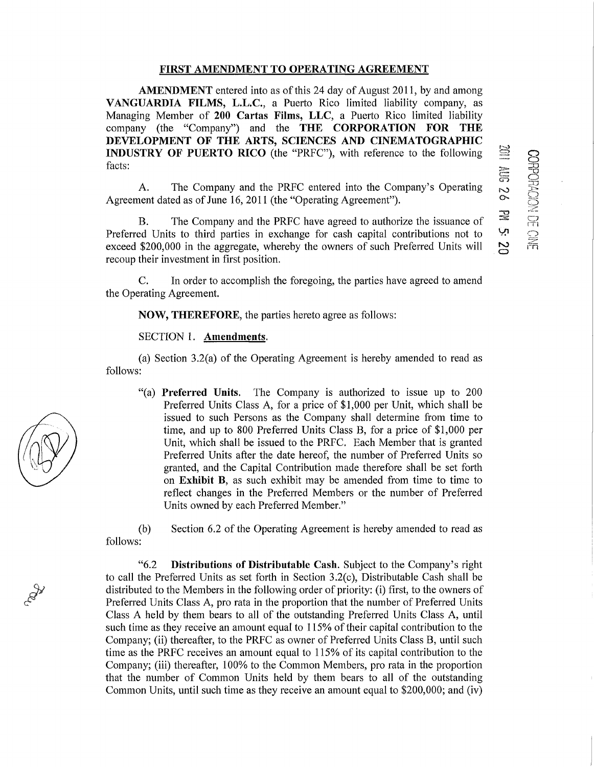## FIRST AMENDMENT TO OPERATING AGREEMENT

**AMENDMENT** entered into as of this 24 day of August 2011, by and among **VANGUARDIA FILMS, L.L.C.**, a Puerto Rico limited liability company, as Managing Member of **200 Cartas Films, LLC**, a Puerto Rico limited liability company (the "Company") and the **THE CORPORATION FOR THE DEVELOPMENT OF THE ARTS, SCIENCES AND CINEMATOGRAPHIC INDUSTRY OF PUERTO RICO** (the "PRFC"), with reference to the following facts:

A. The Company and the PRFC entered into the Company's Operating Agreement dated as of June 16, 2011 (the "Operating Agreement").

B. The Company and the PRFC have agreed to authorize the issuance of Preferred Units to third parties in exchange for cash capital contributions not to exceed $200,000 in the aggregate, whereby the owners of such Preferred Units will recoup their investment in first position.

C. In order to accomplish the foregoing, the parties have agreed to amend the Operating Agreement.

**NOW, THEREFORE,** the parties hereto agree as follows:

SECTION 1. **Amendments**.

(a) Section 3.2(a) of the Operating Agreement is hereby amended to read as follows:

> "(a) **Preferred Units.** The Company is authorized to issue up to 200 Preferred Units Class A, for a price of $1,000 per Unit, which shall be issued to such Persons as the Company shall determine from time to time, and up to 800 Preferred Units Class B, for a price of $1,000 per Unit, which shall be issued to the PRFC. Each Member that is granted Preferred Units after the date hereof, the number of Preferred Units so granted, and the Capital Contribution made therefore shall be set forth on **Exhibit B**, as such exhibit may be amended from time to time to reflect changes in the Preferred Members or the number of Preferred Units owned by each Preferred Member."

(b) Section 6.2 of the Operating Agreement is hereby amended to read as follows:

> "6.2 **Distributions of Distributable Cash.** Subject to the Company's right to call the Preferred Units as set forth in Section 3.2(c), Distributable Cash shall be distributed to the Members in the following order of priority: (i) first, to the owners of Preferred Units Class A, pro rata in the proportion that the number of Preferred Units Class A held by them bears to all of the outstanding Preferred Units Class A, until such time as they receive an amount equal to 115% of their capital contribution to the Company; (ii) thereafter, to the PRFC as owner of Preferred Units Class B, until such time as the PRFC receives an amount equal to 115% of its capital contribution to the Company; (iii) thereafter, 100% to the Common Members, pro rata in the proportion that the number of Common Units held by them bears to all of the outstanding Common Units, until such time as they receive an amount equal to $200,000; and (iv)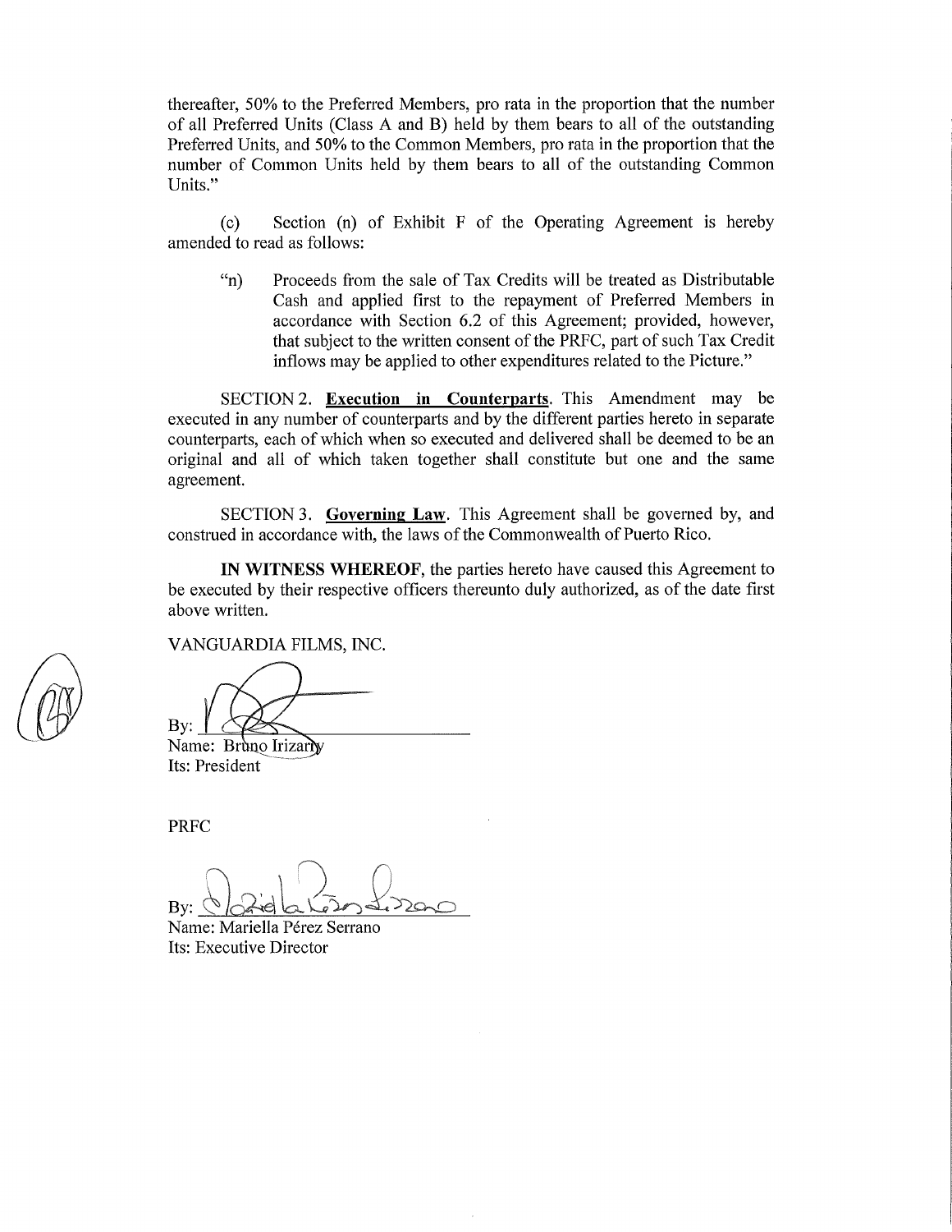thereafter, 50% to the Preferred Members, pro rata in the proportion that the number of all Preferred Units (Class A and B) held by them bears to all of the outstanding Preferred Units, and 50% to the Common Members, pro rata in the proportion that the number of Common Units held by them bears to all of the outstanding Common Units."

(c) Section (n) of Exhibit F of the Operating Agreement is hereby amended to read as follows:

> "n) Proceeds from the sale of Tax Credits will be treated as Distributable Cash and applied first to the repayment of Preferred Members in accordance with Section 6.2 of this Agreement; provided, however, that subject to the written consent of the PRFC, part of such Tax Credit inflows may be applied to other expenditures related to the Picture."

SECTION 2. **Execution in Counterparts**. This Amendment may be executed in any number of counterparts and by the different parties hereto in separate counterparts, each of which when so executed and delivered shall be deemed to be an original and all of which taken together shall constitute but one and the same agreement.

SECTION 3. **Governing Law**. This Agreement shall be governed by, and construed in accordance with, the laws of the Commonwealth of Puerto Rico.

**IN WITNESS WHEREOF**, the parties hereto have caused this Agreement to be executed by their respective officers thereunto duly authorized, as of the date first above written.

VANGUARDIA FILMS, INC.

By: ______________________________
Name: Bruno Irizarry
Its: President

PRFC

By: ______________________________
Name: Mariella Pérez Serrano
Its: Executive Director